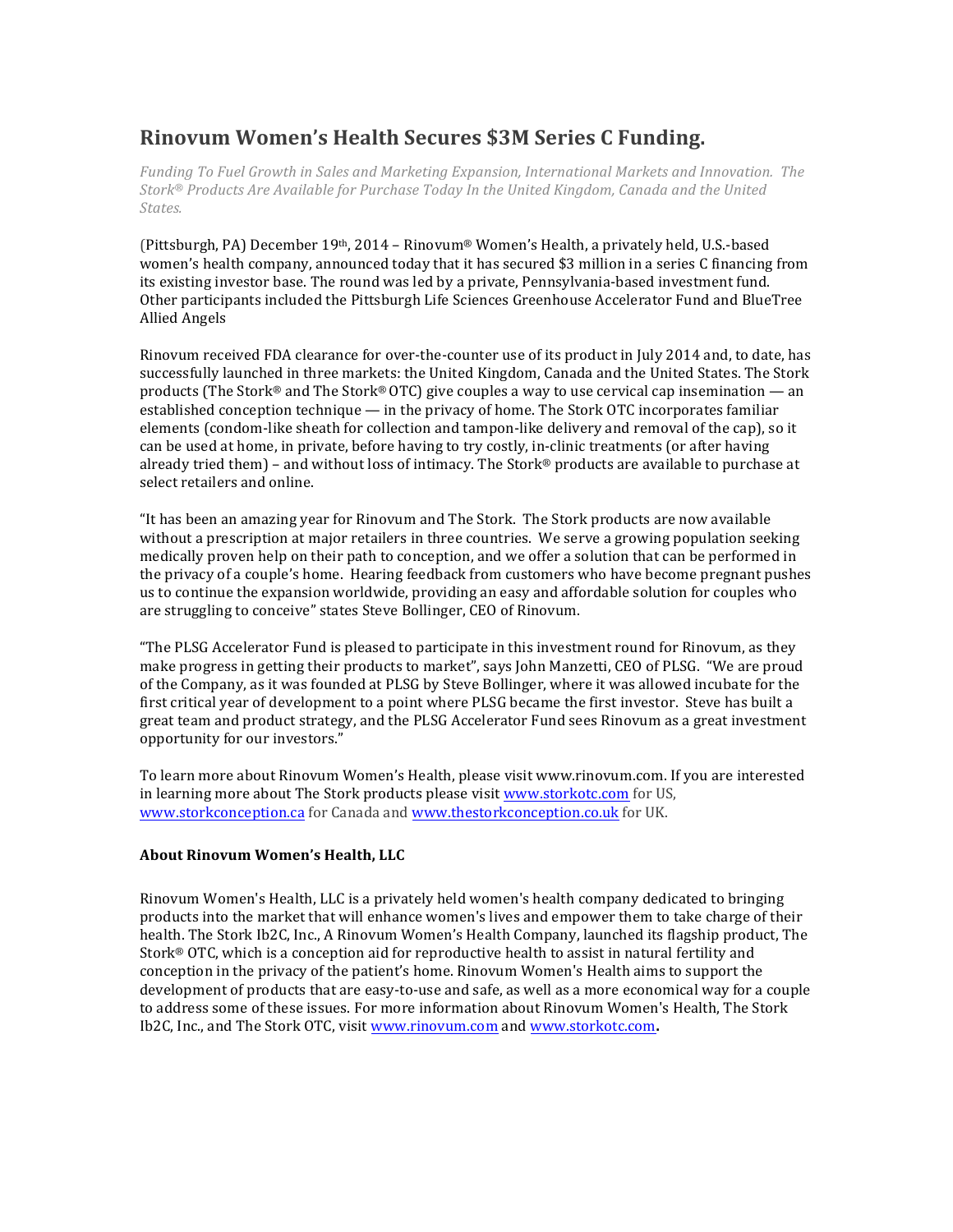# Rinovum Women's Health Secures $3M Series C Funding.

*Funding To Fuel Growth in Sales and Marketing Expansion, International Markets and Innovation. The Stork® Products Are Available for Purchase Today In the United Kingdom, Canada and the United States.*

(Pittsburgh, PA) December 19th, 2014 – Rinovum® Women's Health, a privately held, U.S.-based women's health company, announced today that it has secured $3 million in a series C financing from its existing investor base. The round was led by a private, Pennsylvania-based investment fund. Other participants included the Pittsburgh Life Sciences Greenhouse Accelerator Fund and BlueTree Allied Angels

Rinovum received FDA clearance for over-the-counter use of its product in July 2014 and, to date, has successfully launched in three markets: the United Kingdom, Canada and the United States. The Stork products (The Stork® and The Stork® OTC) give couples a way to use cervical cap insemination — an established conception technique — in the privacy of home. The Stork OTC incorporates familiar elements (condom-like sheath for collection and tampon-like delivery and removal of the cap), so it can be used at home, in private, before having to try costly, in-clinic treatments (or after having already tried them) – and without loss of intimacy. The Stork® products are available to purchase at select retailers and online.

"It has been an amazing year for Rinovum and The Stork. The Stork products are now available without a prescription at major retailers in three countries. We serve a growing population seeking medically proven help on their path to conception, and we offer a solution that can be performed in the privacy of a couple's home. Hearing feedback from customers who have become pregnant pushes us to continue the expansion worldwide, providing an easy and affordable solution for couples who are struggling to conceive" states Steve Bollinger, CEO of Rinovum.

"The PLSG Accelerator Fund is pleased to participate in this investment round for Rinovum, as they make progress in getting their products to market", says John Manzetti, CEO of PLSG. "We are proud of the Company, as it was founded at PLSG by Steve Bollinger, where it was allowed incubate for the first critical year of development to a point where PLSG became the first investor. Steve has built a great team and product strategy, and the PLSG Accelerator Fund sees Rinovum as a great investment opportunity for our investors."

To learn more about Rinovum Women's Health, please visit www.rinovum.com. If you are interested in learning more about The Stork products please visit www.storkotc.com for US, www.storkconception.ca for Canada and www.thestorkconception.co.uk for UK.

**About Rinovum Women's Health, LLC**

Rinovum Women's Health, LLC is a privately held women's health company dedicated to bringing products into the market that will enhance women's lives and empower them to take charge of their health. The Stork Ib2C, Inc., A Rinovum Women's Health Company, launched its flagship product, The Stork® OTC, which is a conception aid for reproductive health to assist in natural fertility and conception in the privacy of the patient's home. Rinovum Women's Health aims to support the development of products that are easy-to-use and safe, as well as a more economical way for a couple to address some of these issues. For more information about Rinovum Women's Health, The Stork Ib2C, Inc., and The Stork OTC, visit www.rinovum.com and www.storkotc.com.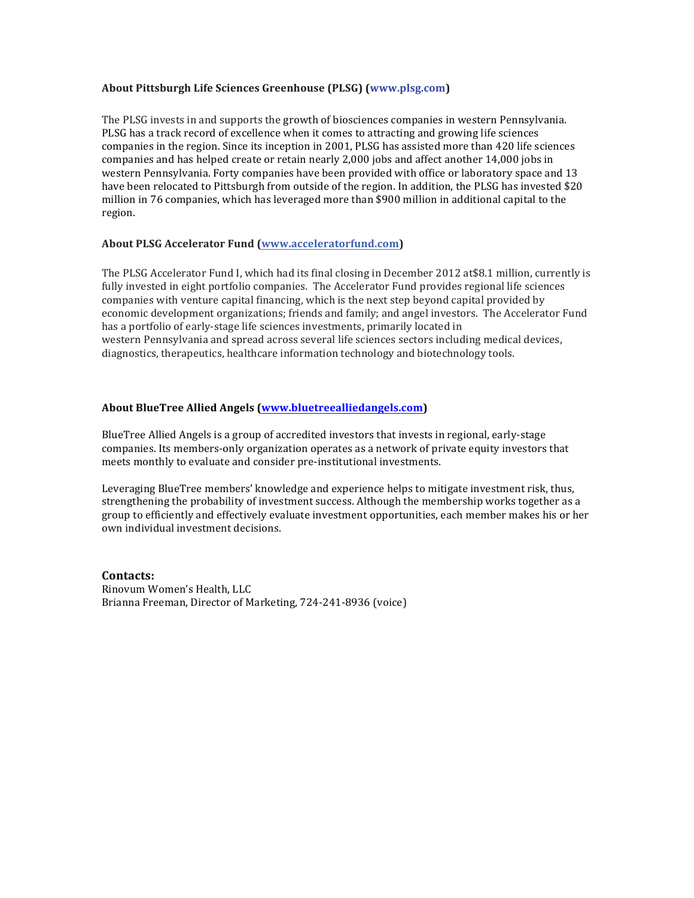**About Pittsburgh Life Sciences Greenhouse (PLSG) (www.plsg.com)**

The PLSG invests in and supports the growth of biosciences companies in western Pennsylvania. PLSG has a track record of excellence when it comes to attracting and growing life sciences companies in the region. Since its inception in 2001, PLSG has assisted more than 420 life sciences companies and has helped create or retain nearly 2,000 jobs and affect another 14,000 jobs in western Pennsylvania. Forty companies have been provided with office or laboratory space and 13 have been relocated to Pittsburgh from outside of the region. In addition, the PLSG has invested $20 million in 76 companies, which has leveraged more than $900 million in additional capital to the region.

**About PLSG Accelerator Fund (www.acceleratorfund.com)**

The PLSG Accelerator Fund I, which had its final closing in December 2012 at$8.1 million, currently is fully invested in eight portfolio companies. The Accelerator Fund provides regional life sciences companies with venture capital financing, which is the next step beyond capital provided by economic development organizations; friends and family; and angel investors. The Accelerator Fund has a portfolio of early-stage life sciences investments, primarily located in western Pennsylvania and spread across several life sciences sectors including medical devices, diagnostics, therapeutics, healthcare information technology and biotechnology tools.

**About BlueTree Allied Angels (www.bluetreealliedangels.com)**

BlueTree Allied Angels is a group of accredited investors that invests in regional, early-stage companies. Its members-only organization operates as a network of private equity investors that meets monthly to evaluate and consider pre-institutional investments.

Leveraging BlueTree members' knowledge and experience helps to mitigate investment risk, thus, strengthening the probability of investment success. Although the membership works together as a group to efficiently and effectively evaluate investment opportunities, each member makes his or her own individual investment decisions.

**Contacts:**

Rinovum Women's Health, LLC
Brianna Freeman, Director of Marketing, 724-241-8936 (voice)